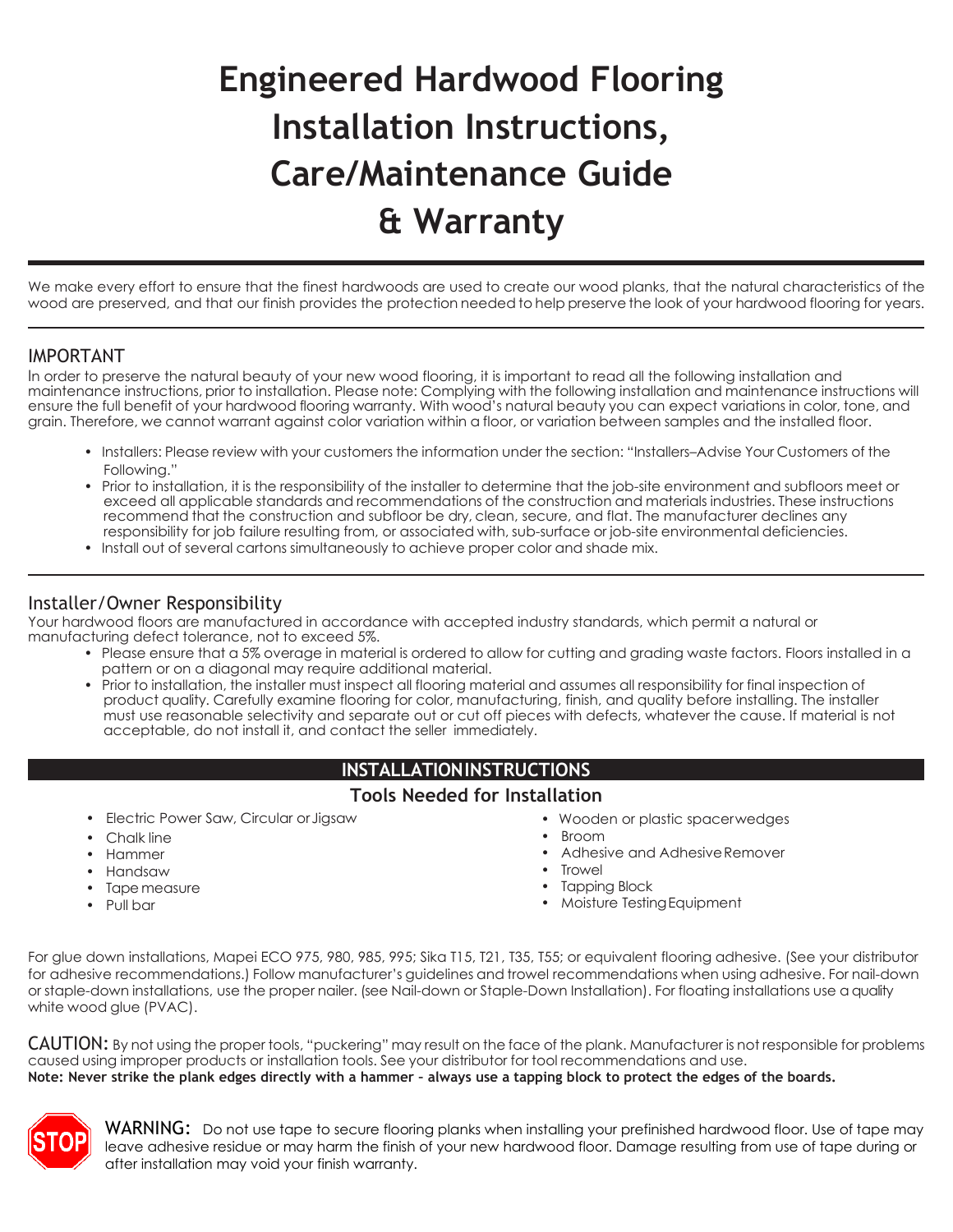# Engineered Hardwood Flooring Installation Instructions, Care/Maintenance Guide & Warranty

We make every effort to ensure that the finest hardwoods are used to create our wood planks, that the natural characteristics of the wood are preserved, and that our finish provides the protection needed to help preserve the look of your hardwood flooring for years.

## IMPORTANT

In order to preserve the natural beauty of your new wood flooring, it is important to read all the following installation and maintenance instructions, prior to installation. Please note: Complying with the following installation and maintenance instructions will ensure the full benefit of your hardwood flooring warranty. With wood's natural beauty you can expect variations in color, tone, and grain. Therefore, we cannot warrant against color variation within a floor, or variation between samples and the installed floor.

- Installers: Please review with your customers the information under the section: "Installers–Advise Your Customers of the Following."
- Prior to installation, it is the responsibility of the installer to determine that the job-site environment and subfloors meet or exceed all applicable standards and recommendations of the construction and materials industries. These instructions recommend that the construction and subfloor be dry, clean, secure, and flat. The manufacturer declines any responsibility for job failure resulting from, or associated with, sub-surface or job-site environmental deficiencies.
- Install out of several cartons simultaneously to achieve proper color and shade mix.

## Installer/Owner Responsibility

Your hardwood floors are manufactured in accordance with accepted industry standards, which permit a natural or manufacturing defect tolerance, not to exceed 5%.

- Please ensure that a 5% overage in material is ordered to allow for cutting and grading waste factors. Floors installed in a pattern or on a diagonal may require additional material.
- Prior to installation, the installer must inspect all flooring material and assumes all responsibility for final inspection of product quality. Carefully examine flooring for color, manufacturing, finish, and quality before installing. The installer must use reasonable selectivity and separate out or cut off pieces with defects, whatever the cause. If material is not acceptable, do not install it, and contact the seller immediately.

## INSTALLATION INSTRUCTIONS

### Tools Needed for Installation

- Electric Power Saw, Circular or Jigsaw
- Chalk line
- Hammer
- Handsaw
- Tape measure
- Pull bar
- Wooden or plastic spacer wedges
- Broom
- Adhesive and Adhesive Remover
- Trowel
- Tapping Block
- Moisture Testing Equipment

For glue down installations, Mapei ECO 975, 980, 985, 995; Sika T15, T21, T35, T55; or equivalent flooring adhesive. (See your distributor for adhesive recommendations.) Follow manufacturer's guidelines and trowel recommendations when using adhesive. For nail-down or staple-down installations, use the proper nailer. (see Nail-down or Staple-Down Installation). For floating installations use a quality white wood glue (PVAC).

CAUTION: By not using the proper tools, "puckering" may result on the face of the plank. Manufacturer is not responsible for problems caused using improper products or installation tools. See your distributor for tool recommendations and use.

**Note: Never strike the plank edges directly with a hammer – always use a tapping block to protect the edges of the boards.**

STOP

WARNING: Do not use tape to secure flooring planks when installing your prefinished hardwood floor. Use of tape may leave adhesive residue or may harm the finish of your new hardwood floor. Damage resulting from use of tape during or after installation may void your finish warranty.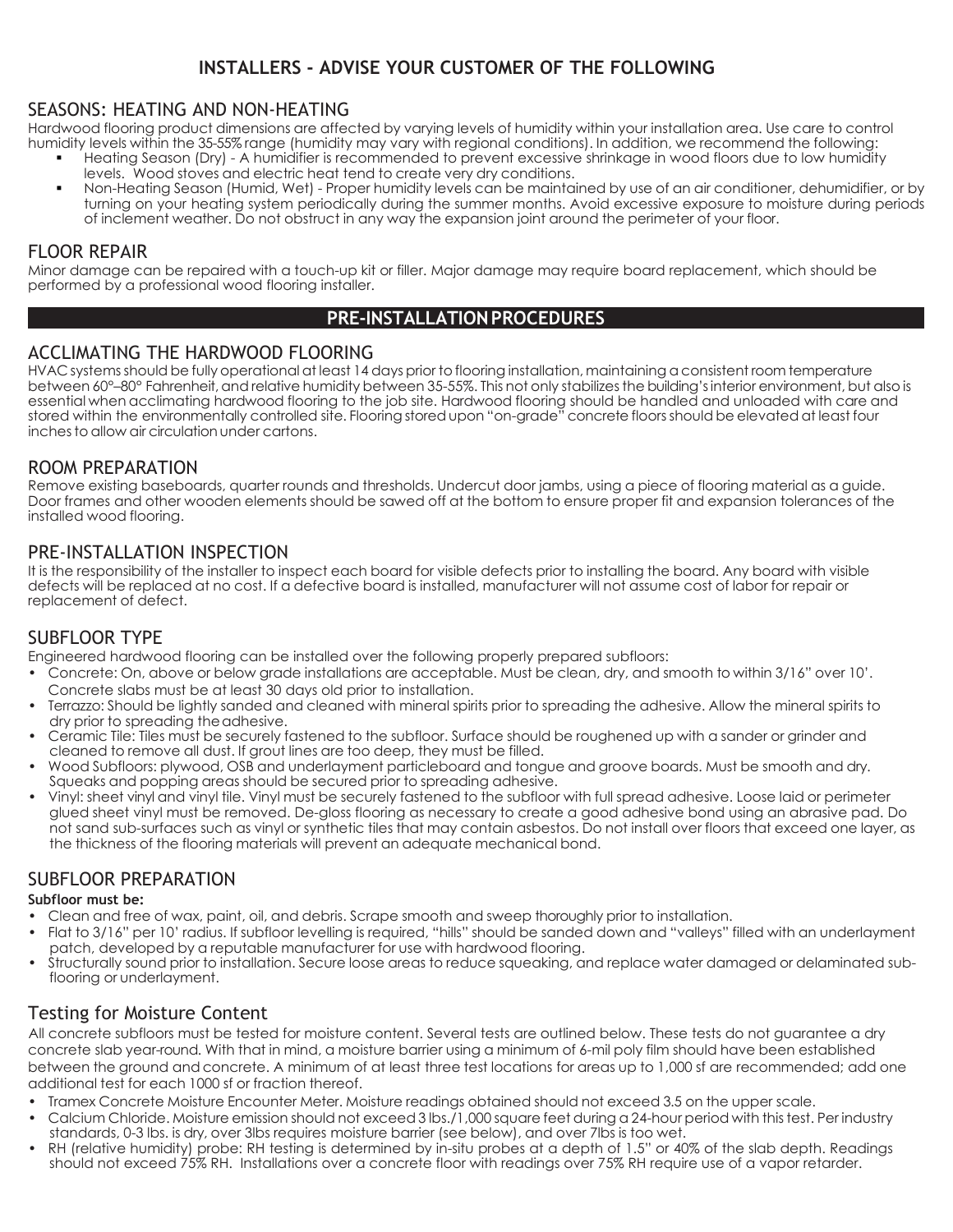## INSTALLERS - ADVISE YOUR CUSTOMER OF THE FOLLOWING

### SEASONS: HEATING AND NON-HEATING

Hardwood flooring product dimensions are affected by varying levels of humidity within your installation area. Use care to control humidity levels within the 35-55% range (humidity may vary with regional conditions). In addition, we recommend the following:

- Heating Season (Dry) - A humidifier is recommended to prevent excessive shrinkage in wood floors due to low humidity levels. Wood stoves and electric heat tend to create very dry conditions.
- Non-Heating Season (Humid, Wet) - Proper humidity levels can be maintained by use of an air conditioner, dehumidifier, or by turning on your heating system periodically during the summer months. Avoid excessive exposure to moisture during periods of inclement weather. Do not obstruct in any way the expansion joint around the perimeter of your floor.

### FLOOR REPAIR

Minor damage can be repaired with a touch-up kit or filler. Major damage may require board replacement, which should be performed by a professional wood flooring installer.

## PRE-INSTALLATION PROCEDURES

### ACCLIMATING THE HARDWOOD FLOORING

HVAC systems should be fully operational at least 14 days prior to flooring installation, maintaining a consistent room temperature between 60°–80° Fahrenheit, and relative humidity between 35-55%. This not only stabilizes the building's interior environment, but also is essential when acclimating hardwood flooring to the job site. Hardwood flooring should be handled and unloaded with care and stored within the environmentally controlled site. Flooring stored upon "on-grade" concrete floors should be elevated at least four inches to allow air circulation under cartons.

### ROOM PREPARATION

Remove existing baseboards, quarter rounds and thresholds. Undercut door jambs, using a piece of flooring material as a guide. Door frames and other wooden elements should be sawed off at the bottom to ensure proper fit and expansion tolerances of the installed wood flooring.

### PRE-INSTALLATION INSPECTION

It is the responsibility of the installer to inspect each board for visible defects prior to installing the board. Any board with visible defects will be replaced at no cost. If a defective board is installed, manufacturer will not assume cost of labor for repair or replacement of defect.

### SUBFLOOR TYPE

Engineered hardwood flooring can be installed over the following properly prepared subfloors:

- Concrete: On, above or below grade installations are acceptable. Must be clean, dry, and smooth to within 3/16" over 10'. Concrete slabs must be at least 30 days old prior to installation.
- Terrazzo: Should be lightly sanded and cleaned with mineral spirits prior to spreading the adhesive. Allow the mineral spirits to dry prior to spreading the adhesive.
- Ceramic Tile: Tiles must be securely fastened to the subfloor. Surface should be roughened up with a sander or grinder and cleaned to remove all dust. If grout lines are too deep, they must be filled.
- Wood Subfloors: plywood, OSB and underlayment particleboard and tongue and groove boards. Must be smooth and dry. Squeaks and popping areas should be secured prior to spreading adhesive.
- Vinyl: sheet vinyl and vinyl tile. Vinyl must be securely fastened to the subfloor with full spread adhesive. Loose laid or perimeter glued sheet vinyl must be removed. De-gloss flooring as necessary to create a good adhesive bond using an abrasive pad. Do not sand sub-surfaces such as vinyl or synthetic tiles that may contain asbestos. Do not install over floors that exceed one layer, as the thickness of the flooring materials will prevent an adequate mechanical bond.

### SUBFLOOR PREPARATION

**Subfloor must be:**

- Clean and free of wax, paint, oil, and debris. Scrape smooth and sweep thoroughly prior to installation.
- Flat to 3/16" per 10' radius. If subfloor levelling is required, "hills" should be sanded down and "valleys" filled with an underlayment patch, developed by a reputable manufacturer for use with hardwood flooring.
- Structurally sound prior to installation. Secure loose areas to reduce squeaking, and replace water damaged or delaminated sub-flooring or underlayment.

### Testing for Moisture Content

All concrete subfloors must be tested for moisture content. Several tests are outlined below. These tests do not guarantee a dry concrete slab year-round. With that in mind, a moisture barrier using a minimum of 6-mil poly film should have been established between the ground and concrete. A minimum of at least three test locations for areas up to 1,000 sf are recommended; add one additional test for each 1000 sf or fraction thereof.

- Tramex Concrete Moisture Encounter Meter. Moisture readings obtained should not exceed 3.5 on the upper scale.
- Calcium Chloride. Moisture emission should not exceed 3 lbs./1,000 square feet during a 24-hour period with this test. Per industry standards, 0-3 lbs. is dry, over 3lbs requires moisture barrier (see below), and over 7lbs is too wet.
- RH (relative humidity) probe: RH testing is determined by in-situ probes at a depth of 1.5" or 40% of the slab depth. Readings should not exceed 75% RH. Installations over a concrete floor with readings over 75% RH require use of a vapor retarder.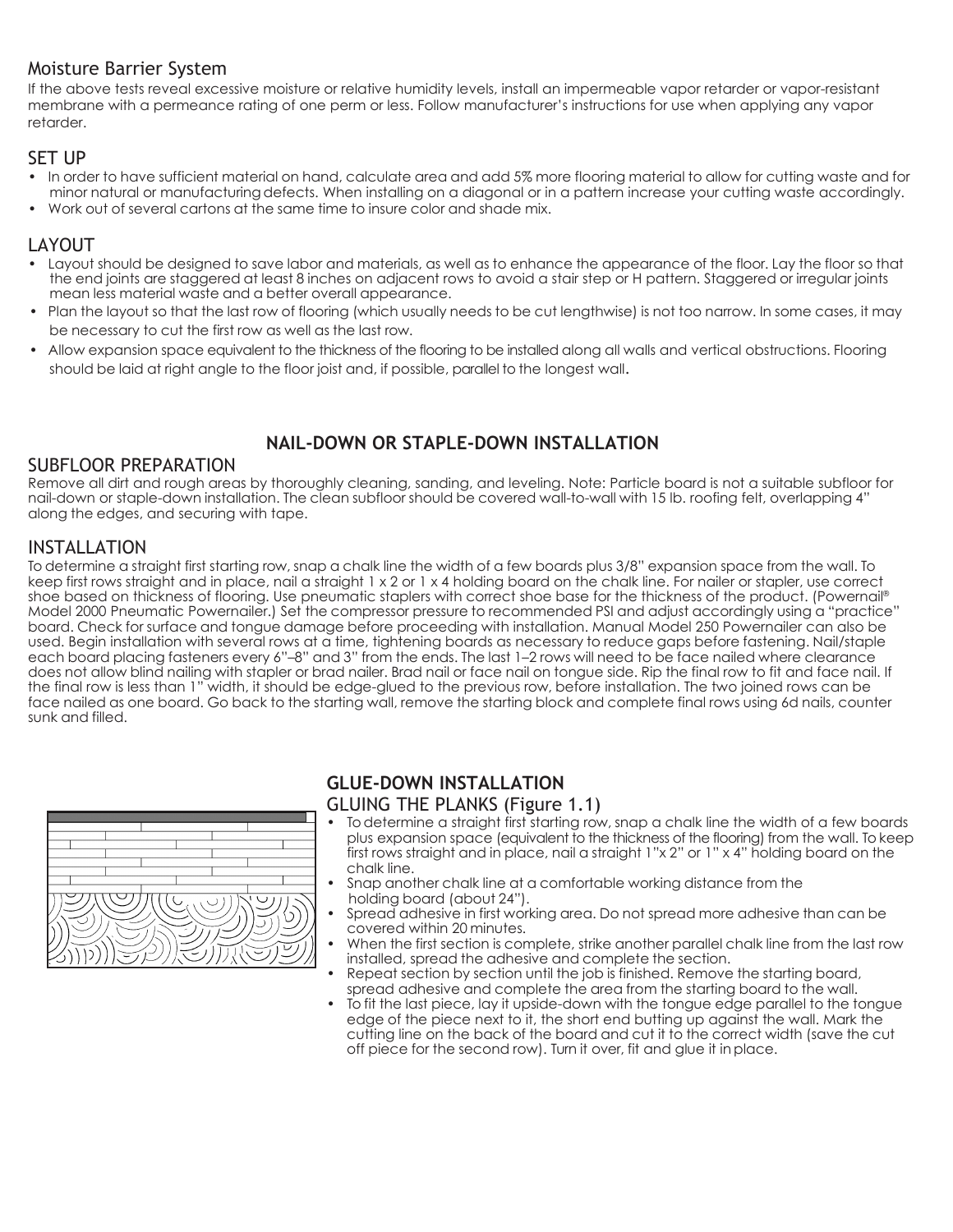## Moisture Barrier System

If the above tests reveal excessive moisture or relative humidity levels, install an impermeable vapor retarder or vapor-resistant membrane with a permeance rating of one perm or less. Follow manufacturer's instructions for use when applying any vapor retarder.

## SET UP

- In order to have sufficient material on hand, calculate area and add 5% more flooring material to allow for cutting waste and for minor natural or manufacturing defects. When installing on a diagonal or in a pattern increase your cutting waste accordingly.
- Work out of several cartons at the same time to insure color and shade mix.

## LAYOUT

- Layout should be designed to save labor and materials, as well as to enhance the appearance of the floor. Lay the floor so that the end joints are staggered at least 8 inches on adjacent rows to avoid a stair step or H pattern. Staggered or irregular joints mean less material waste and a better overall appearance.
- Plan the layout so that the last row of flooring (which usually needs to be cut lengthwise) is not too narrow. In some cases, it may be necessary to cut the first row as well as the last row.
- Allow expansion space equivalent to the thickness of the flooring to be installed along all walls and vertical obstructions. Flooring should be laid at right angle to the floor joist and, if possible, parallel to the longest wall.

# NAIL-DOWN OR STAPLE-DOWN INSTALLATION

## SUBFLOOR PREPARATION

Remove all dirt and rough areas by thoroughly cleaning, sanding, and leveling. Note: Particle board is not a suitable subfloor for nail-down or staple-down installation. The clean subfloor should be covered wall-to-wall with 15 lb. roofing felt, overlapping 4" along the edges, and securing with tape.

## INSTALLATION

To determine a straight first starting row, snap a chalk line the width of a few boards plus 3/8" expansion space from the wall. To keep first rows straight and in place, nail a straight 1 x 2 or 1 x 4 holding board on the chalk line. For nailer or stapler, use correct shoe based on thickness of flooring. Use pneumatic staplers with correct shoe base for the thickness of the product. (Powernail® Model 2000 Pneumatic Powernailer.) Set the compressor pressure to recommended PSI and adjust accordingly using a "practice" board. Check for surface and tongue damage before proceeding with installation. Manual Model 250 Powernailer can also be used. Begin installation with several rows at a time, tightening boards as necessary to reduce gaps before fastening. Nail/staple each board placing fasteners every 6"–8" and 3" from the ends. The last 1–2 rows will need to be face nailed where clearance does not allow blind nailing with stapler or brad nailer. Brad nail or face nail on tongue side. Rip the final row to fit and face nail. If the final row is less than 1" width, it should be edge-glued to the previous row, before installation. The two joined rows can be face nailed as one board. Go back to the starting wall, remove the starting block and complete final rows using 6d nails, counter sunk and filled.

# GLUE-DOWN INSTALLATION

## GLUING THE PLANKS (Figure 1.1)

- To determine a straight first starting row, snap a chalk line the width of a few boards plus expansion space (equivalent to the thickness of the flooring) from the wall. To keep first rows straight and in place, nail a straight 1"x 2" or 1" x 4" holding board on the chalk line.
- Snap another chalk line at a comfortable working distance from the holding board (about 24").
- Spread adhesive in first working area. Do not spread more adhesive than can be covered within 20 minutes.
- When the first section is complete, strike another parallel chalk line from the last row installed, spread the adhesive and complete the section.
- Repeat section by section until the job is finished. Remove the starting board, spread adhesive and complete the area from the starting board to the wall.
- To fit the last piece, lay it upside-down with the tongue edge parallel to the tongue edge of the piece next to it, the short end butting up against the wall. Mark the cutting line on the back of the board and cut it to the correct width (save the cut off piece for the second row). Turn it over, fit and glue it in place.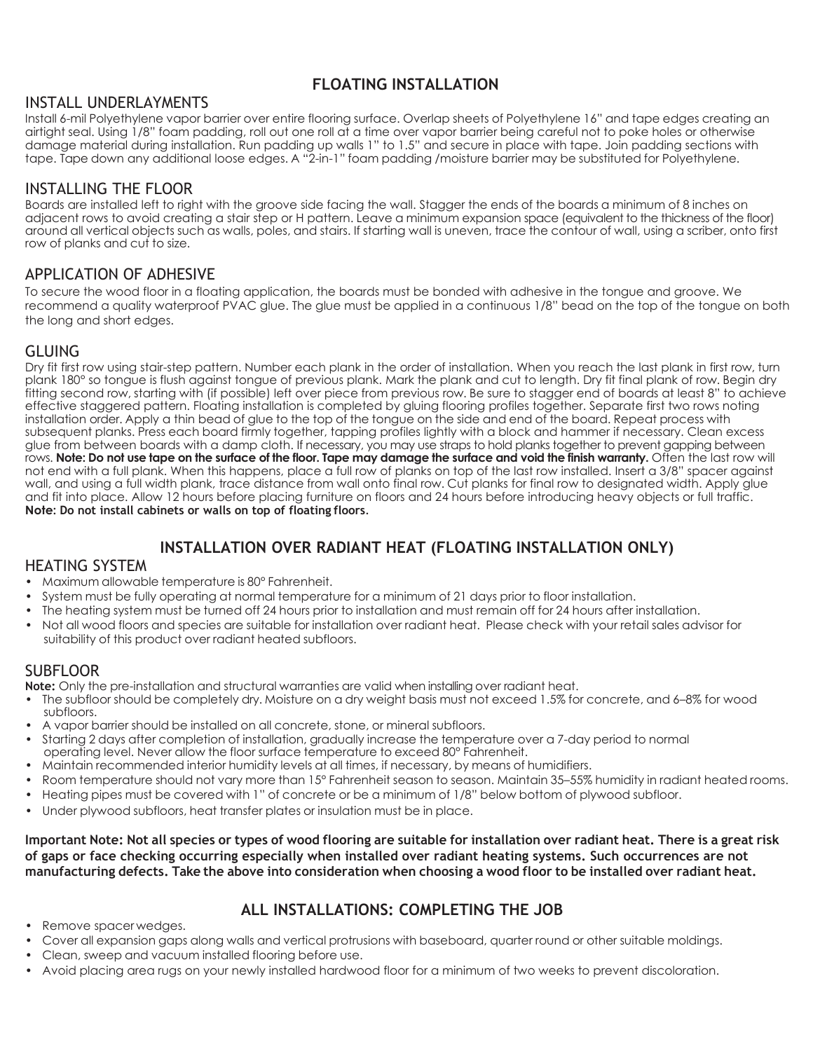# FLOATING INSTALLATION

## INSTALL UNDERLAYMENTS

Install 6-mil Polyethylene vapor barrier over entire flooring surface. Overlap sheets of Polyethylene 16" and tape edges creating an airtight seal. Using 1/8" foam padding, roll out one roll at a time over vapor barrier being careful not to poke holes or otherwise damage material during installation. Run padding up walls 1" to 1.5" and secure in place with tape. Join padding sections with tape. Tape down any additional loose edges. A "2-in-1" foam padding /moisture barrier may be substituted for Polyethylene.

## INSTALLING THE FLOOR

Boards are installed left to right with the groove side facing the wall. Stagger the ends of the boards a minimum of 8 inches on adjacent rows to avoid creating a stair step or H pattern. Leave a minimum expansion space (equivalent to the thickness of the floor) around all vertical objects such as walls, poles, and stairs. If starting wall is uneven, trace the contour of wall, using a scriber, onto first row of planks and cut to size.

## APPLICATION OF ADHESIVE

To secure the wood floor in a floating application, the boards must be bonded with adhesive in the tongue and groove. We recommend a quality waterproof PVAC glue. The glue must be applied in a continuous 1/8" bead on the top of the tongue on both the long and short edges.

## GLUING

Dry fit first row using stair-step pattern. Number each plank in the order of installation. When you reach the last plank in first row, turn plank 180° so tongue is flush against tongue of previous plank. Mark the plank and cut to length. Dry fit final plank of row. Begin dry fitting second row, starting with (if possible) left over piece from previous row. Be sure to stagger end of boards at least 8" to achieve effective staggered pattern. Floating installation is completed by gluing flooring profiles together. Separate first two rows noting installation order. Apply a thin bead of glue to the top of the tongue on the side and end of the board. Repeat process with subsequent planks. Press each board firmly together, tapping profiles lightly with a block and hammer if necessary. Clean excess glue from between boards with a damp cloth. If necessary, you may use straps to hold planks together to prevent gapping between rows. **Note: Do not use tape on the surface of the floor. Tape may damage the surface and void the finish warranty.** Often the last row will not end with a full plank. When this happens, place a full row of planks on top of the last row installed. Insert a 3/8" spacer against wall, and using a full width plank, trace distance from wall onto final row. Cut planks for final row to designated width. Apply glue and fit into place. Allow 12 hours before placing furniture on floors and 24 hours before introducing heavy objects or full traffic.
**Note: Do not install cabinets or walls on top of floating floors.**

# INSTALLATION OVER RADIANT HEAT (FLOATING INSTALLATION ONLY)

## HEATING SYSTEM

- Maximum allowable temperature is 80° Fahrenheit.
- System must be fully operating at normal temperature for a minimum of 21 days prior to floor installation.
- The heating system must be turned off 24 hours prior to installation and must remain off for 24 hours after installation.
- Not all wood floors and species are suitable for installation over radiant heat. Please check with your retail sales advisor for suitability of this product over radiant heated subfloors.

## SUBFLOOR

**Note:** Only the pre-installation and structural warranties are valid when installing over radiant heat.

- The subfloor should be completely dry. Moisture on a dry weight basis must not exceed 1.5% for concrete, and 6–8% for wood subfloors.
- A vapor barrier should be installed on all concrete, stone, or mineral subfloors.
- Starting 2 days after completion of installation, gradually increase the temperature over a 7-day period to normal operating level. Never allow the floor surface temperature to exceed 80° Fahrenheit.
- Maintain recommended interior humidity levels at all times, if necessary, by means of humidifiers.
- Room temperature should not vary more than 15° Fahrenheit season to season. Maintain 35–55% humidity in radiant heated rooms.
- Heating pipes must be covered with 1" of concrete or be a minimum of 1/8" below bottom of plywood subfloor.
- Under plywood subfloors, heat transfer plates or insulation must be in place.

**Important Note: Not all species or types of wood flooring are suitable for installation over radiant heat. There is a great risk of gaps or face checking occurring especially when installed over radiant heating systems. Such occurrences are not manufacturing defects. Take the above into consideration when choosing a wood floor to be installed over radiant heat.**

# ALL INSTALLATIONS: COMPLETING THE JOB

- Remove spacer wedges.
- Cover all expansion gaps along walls and vertical protrusions with baseboard, quarter round or other suitable moldings.
- Clean, sweep and vacuum installed flooring before use.
- Avoid placing area rugs on your newly installed hardwood floor for a minimum of two weeks to prevent discoloration.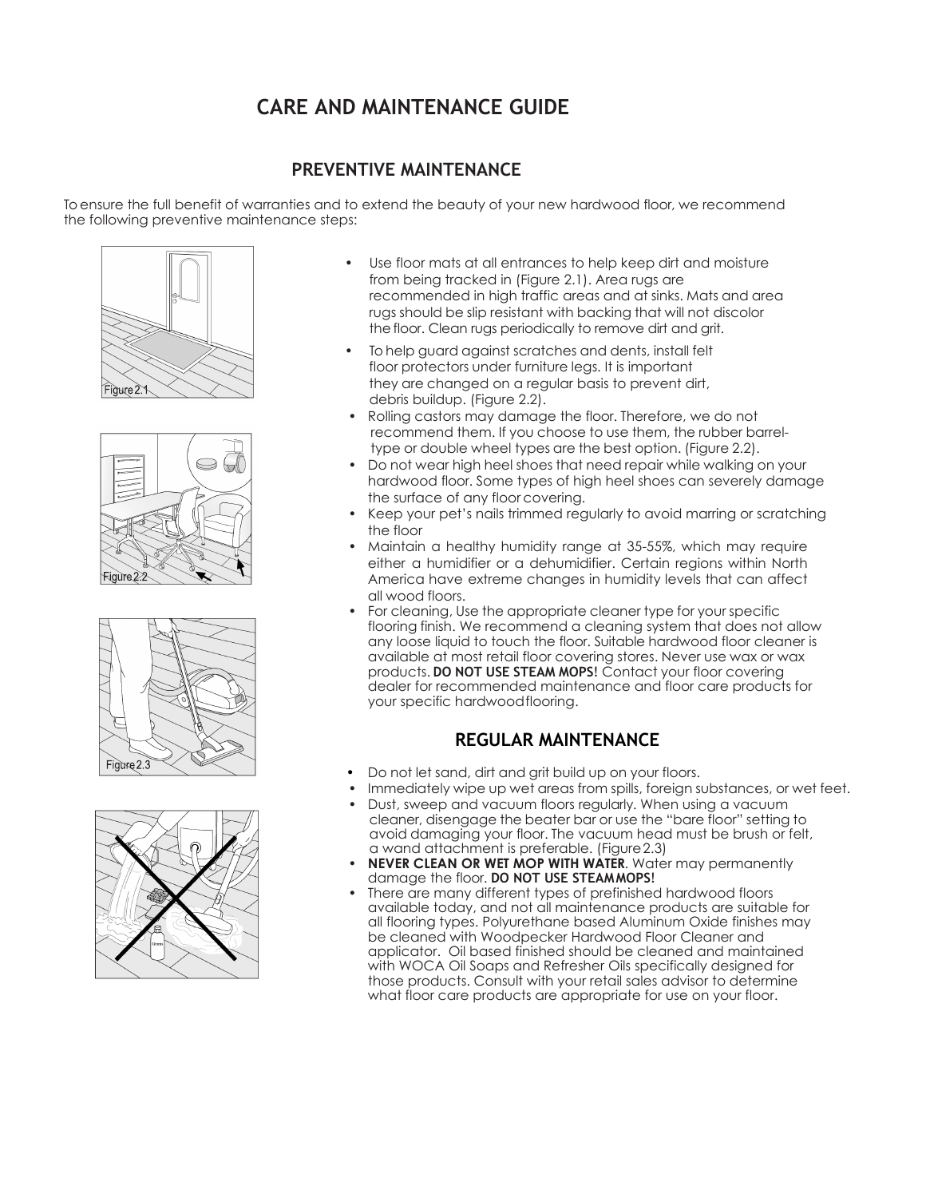# CARE AND MAINTENANCE GUIDE

## PREVENTIVE MAINTENANCE

To ensure the full benefit of warranties and to extend the beauty of your new hardwood floor, we recommend the following preventive maintenance steps:

Figure 2.1

Figure 2.2

Figure 2.3

- Use floor mats at all entrances to help keep dirt and moisture from being tracked in (Figure 2.1). Area rugs are recommended in high traffic areas and at sinks. Mats and area rugs should be slip resistant with backing that will not discolor the floor. Clean rugs periodically to remove dirt and grit.
- To help guard against scratches and dents, install felt floor protectors under furniture legs. It is important they are changed on a regular basis to prevent dirt, debris buildup. (Figure 2.2).
- Rolling castors may damage the floor. Therefore, we do not recommend them. If you choose to use them, the rubber barrel-type or double wheel types are the best option. (Figure 2.2).
- Do not wear high heel shoes that need repair while walking on your hardwood floor. Some types of high heel shoes can severely damage the surface of any floor covering.
- Keep your pet's nails trimmed regularly to avoid marring or scratching the floor
- Maintain a healthy humidity range at 35-55%, which may require either a humidifier or a dehumidifier. Certain regions within North America have extreme changes in humidity levels that can affect all wood floors.
- For cleaning, Use the appropriate cleaner type for your specific flooring finish. We recommend a cleaning system that does not allow any loose liquid to touch the floor. Suitable hardwood floor cleaner is available at most retail floor covering stores. Never use wax or wax products. **DO NOT USE STEAM MOPS!** Contact your floor covering dealer for recommended maintenance and floor care products for your specific hardwood flooring.

## REGULAR MAINTENANCE

- Do not let sand, dirt and grit build up on your floors.
- Immediately wipe up wet areas from spills, foreign substances, or wet feet.
- Dust, sweep and vacuum floors regularly. When using a vacuum cleaner, disengage the beater bar or use the "bare floor" setting to avoid damaging your floor. The vacuum head must be brush or felt, a wand attachment is preferable. (Figure 2.3)
- **NEVER CLEAN OR WET MOP WITH WATER**. Water may permanently damage the floor. **DO NOT USE STEAM MOPS!**
- There are many different types of prefinished hardwood floors available today, and not all maintenance products are suitable for all flooring types. Polyurethane based Aluminum Oxide finishes may be cleaned with Woodpecker Hardwood Floor Cleaner and applicator. Oil based finished should be cleaned and maintained with WOCA Oil Soaps and Refresher Oils specifically designed for those products. Consult with your retail sales advisor to determine what floor care products are appropriate for use on your floor.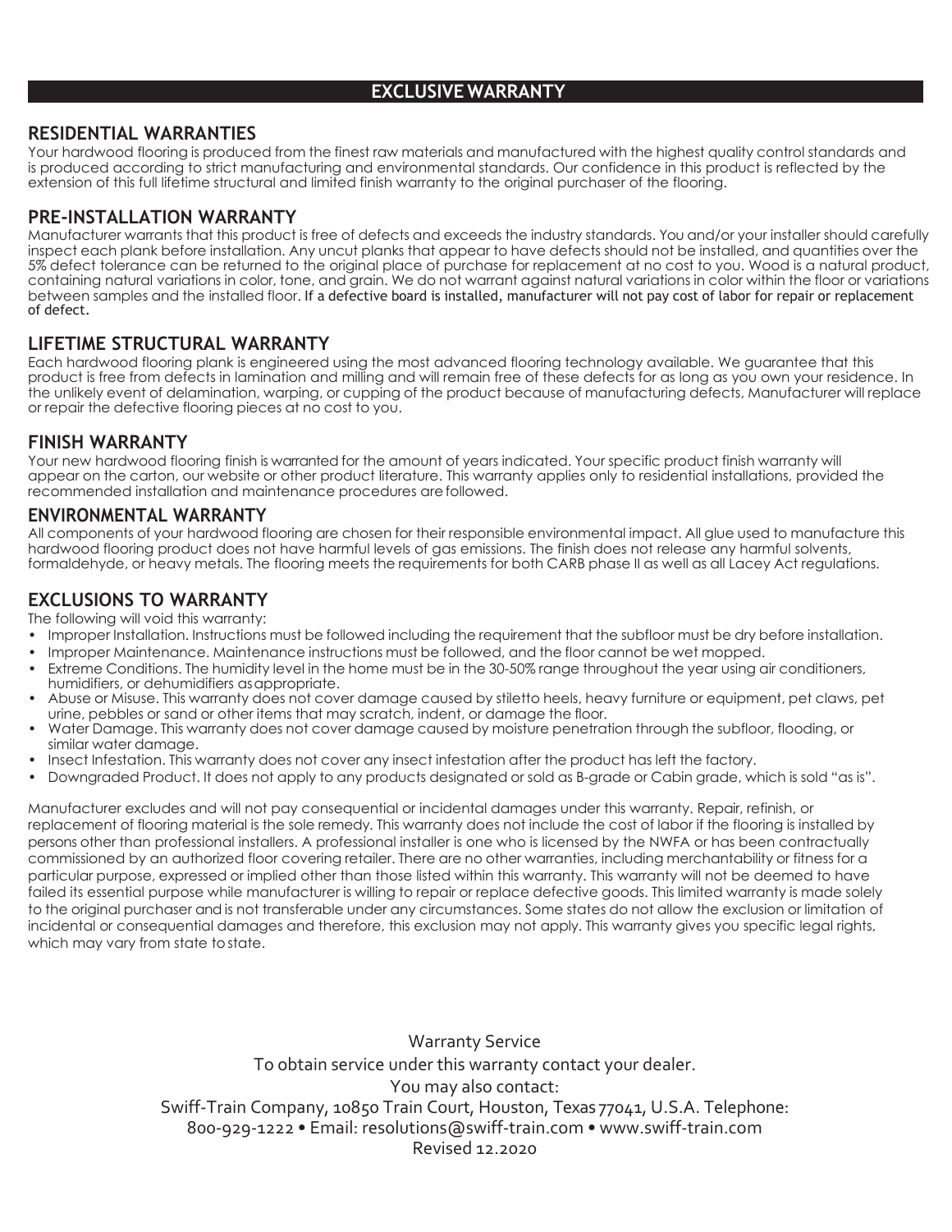# EXCLUSIVE WARRANTY

## RESIDENTIAL WARRANTIES

Your hardwood flooring is produced from the finest raw materials and manufactured with the highest quality control standards and is produced according to strict manufacturing and environmental standards. Our confidence in this product is reflected by the extension of this full lifetime structural and limited finish warranty to the original purchaser of the flooring.

## PRE-INSTALLATION WARRANTY

Manufacturer warrants that this product is free of defects and exceeds the industry standards. You and/or your installer should carefully inspect each plank before installation. Any uncut planks that appear to have defects should not be installed, and quantities over the 5% defect tolerance can be returned to the original place of purchase for replacement at no cost to you. Wood is a natural product, containing natural variations in color, tone, and grain. We do not warrant against natural variations in color within the floor or variations between samples and the installed floor. If a defective board is installed, manufacturer will not pay cost of labor for repair or replacement of defect.

## LIFETIME STRUCTURAL WARRANTY

Each hardwood flooring plank is engineered using the most advanced flooring technology available. We guarantee that this product is free from defects in lamination and milling and will remain free of these defects for as long as you own your residence. In the unlikely event of delamination, warping, or cupping of the product because of manufacturing defects, Manufacturer will replace or repair the defective flooring pieces at no cost to you.

## FINISH WARRANTY

Your new hardwood flooring finish is warranted for the amount of years indicated. Your specific product finish warranty will appear on the carton, our website or other product literature. This warranty applies only to residential installations, provided the recommended installation and maintenance procedures are followed.

## ENVIRONMENTAL WARRANTY

All components of your hardwood flooring are chosen for their responsible environmental impact. All glue used to manufacture this hardwood flooring product does not have harmful levels of gas emissions. The finish does not release any harmful solvents, formaldehyde, or heavy metals. The flooring meets the requirements for both CARB phase II as well as all Lacey Act regulations.

## EXCLUSIONS TO WARRANTY

The following will void this warranty:

- Improper Installation. Instructions must be followed including the requirement that the subfloor must be dry before installation.
- Improper Maintenance. Maintenance instructions must be followed, and the floor cannot be wet mopped.
- Extreme Conditions. The humidity level in the home must be in the 30-50% range throughout the year using air conditioners, humidifiers, or dehumidifiers as appropriate.
- Abuse or Misuse. This warranty does not cover damage caused by stiletto heels, heavy furniture or equipment, pet claws, pet urine, pebbles or sand or other items that may scratch, indent, or damage the floor.
- Water Damage. This warranty does not cover damage caused by moisture penetration through the subfloor, flooding, or similar water damage.
- Insect Infestation. This warranty does not cover any insect infestation after the product has left the factory.
- Downgraded Product. It does not apply to any products designated or sold as B-grade or Cabin grade, which is sold "as is".

Manufacturer excludes and will not pay consequential or incidental damages under this warranty. Repair, refinish, or replacement of flooring material is the sole remedy. This warranty does not include the cost of labor if the flooring is installed by persons other than professional installers. A professional installer is one who is licensed by the NWFA or has been contractually commissioned by an authorized floor covering retailer. There are no other warranties, including merchantability or fitness for a particular purpose, expressed or implied other than those listed within this warranty. This warranty will not be deemed to have failed its essential purpose while manufacturer is willing to repair or replace defective goods. This limited warranty is made solely to the original purchaser and is not transferable under any circumstances. Some states do not allow the exclusion or limitation of incidental or consequential damages and therefore, this exclusion may not apply. This warranty gives you specific legal rights, which may vary from state to state.

Warranty Service

To obtain service under this warranty contact your dealer.

You may also contact:

Swiff-Train Company, 10850 Train Court, Houston, Texas 77041, U.S.A. Telephone: 800-929-1222 • Email: resolutions@swiff-train.com • www.swiff-train.com

Revised 12.2020